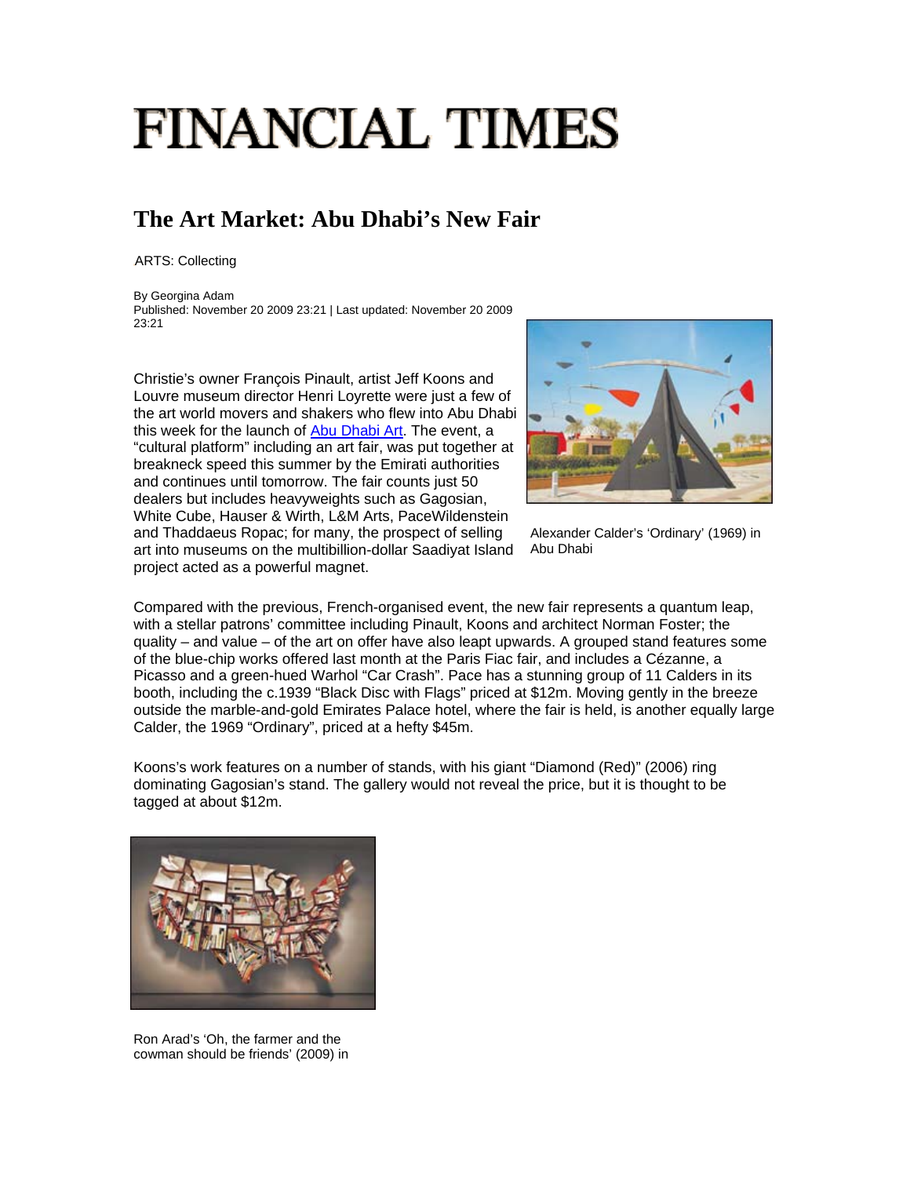# FINANCIAL TIMES

## The Art Market: Abu Dhabi's New Fair

ARTS: Collecting

By Georgina Adam
Published: November 20 2009 23:21 | Last updated: November 20 2009 23:21

Christie's owner François Pinault, artist Jeff Koons and Louvre museum director Henri Loyrette were just a few of the art world movers and shakers who flew into Abu Dhabi this week for the launch of Abu Dhabi Art. The event, a "cultural platform" including an art fair, was put together at breakneck speed this summer by the Emirati authorities and continues until tomorrow. The fair counts just 50 dealers but includes heavyweights such as Gagosian, White Cube, Hauser & Wirth, L&M Arts, PaceWildenstein and Thaddaeus Ropac; for many, the prospect of selling art into museums on the multibillion-dollar Saadiyat Island project acted as a powerful magnet.

Alexander Calder's 'Ordinary' (1969) in Abu Dhabi

Compared with the previous, French-organised event, the new fair represents a quantum leap, with a stellar patrons' committee including Pinault, Koons and architect Norman Foster; the quality – and value – of the art on offer have also leapt upwards. A grouped stand features some of the blue-chip works offered last month at the Paris Fiac fair, and includes a Cézanne, a Picasso and a green-hued Warhol "Car Crash". Pace has a stunning group of 11 Calders in its booth, including the c.1939 "Black Disc with Flags" priced at $12m. Moving gently in the breeze outside the marble-and-gold Emirates Palace hotel, where the fair is held, is another equally large Calder, the 1969 "Ordinary", priced at a hefty $45m.

Koons's work features on a number of stands, with his giant "Diamond (Red)" (2006) ring dominating Gagosian's stand. The gallery would not reveal the price, but it is thought to be tagged at about $12m.

Ron Arad's 'Oh, the farmer and the cowman should be friends' (2009) in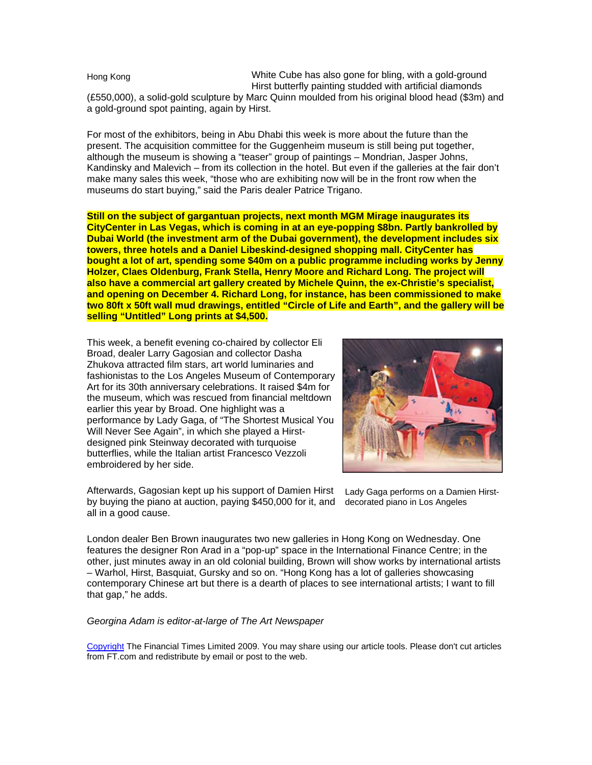Hong Kong

White Cube has also gone for bling, with a gold-ground Hirst butterfly painting studded with artificial diamonds (£550,000), a solid-gold sculpture by Marc Quinn moulded from his original blood head ($3m) and a gold-ground spot painting, again by Hirst.

For most of the exhibitors, being in Abu Dhabi this week is more about the future than the present. The acquisition committee for the Guggenheim museum is still being put together, although the museum is showing a "teaser" group of paintings – Mondrian, Jasper Johns, Kandinsky and Malevich – from its collection in the hotel. But even if the galleries at the fair don't make many sales this week, "those who are exhibiting now will be in the front row when the museums do start buying," said the Paris dealer Patrice Trigano.

**Still on the subject of gargantuan projects, next month MGM Mirage inaugurates its CityCenter in Las Vegas, which is coming in at an eye-popping $8bn. Partly bankrolled by Dubai World (the investment arm of the Dubai government), the development includes six towers, three hotels and a Daniel Libeskind-designed shopping mall. CityCenter has bought a lot of art, spending some $40m on a public programme including works by Jenny Holzer, Claes Oldenburg, Frank Stella, Henry Moore and Richard Long. The project will also have a commercial art gallery created by Michele Quinn, the ex-Christie's specialist, and opening on December 4. Richard Long, for instance, has been commissioned to make two 80ft x 50ft wall mud drawings, entitled "Circle of Life and Earth", and the gallery will be selling "Untitled" Long prints at $4,500.**

This week, a benefit evening co-chaired by collector Eli Broad, dealer Larry Gagosian and collector Dasha Zhukova attracted film stars, art world luminaries and fashionistas to the Los Angeles Museum of Contemporary Art for its 30th anniversary celebrations. It raised $4m for the museum, which was rescued from financial meltdown earlier this year by Broad. One highlight was a performance by Lady Gaga, of "The Shortest Musical You Will Never See Again", in which she played a Hirst-designed pink Steinway decorated with turquoise butterflies, while the Italian artist Francesco Vezzoli embroidered by her side.

Lady Gaga performs on a Damien Hirst-decorated piano in Los Angeles

Afterwards, Gagosian kept up his support of Damien Hirst by buying the piano at auction, paying $450,000 for it, and all in a good cause.

London dealer Ben Brown inaugurates two new galleries in Hong Kong on Wednesday. One features the designer Ron Arad in a "pop-up" space in the International Finance Centre; in the other, just minutes away in an old colonial building, Brown will show works by international artists – Warhol, Hirst, Basquiat, Gursky and so on. "Hong Kong has a lot of galleries showcasing contemporary Chinese art but there is a dearth of places to see international artists; I want to fill that gap," he adds.

*Georgina Adam is editor-at-large of The Art Newspaper*

Copyright The Financial Times Limited 2009. You may share using our article tools. Please don't cut articles from FT.com and redistribute by email or post to the web.